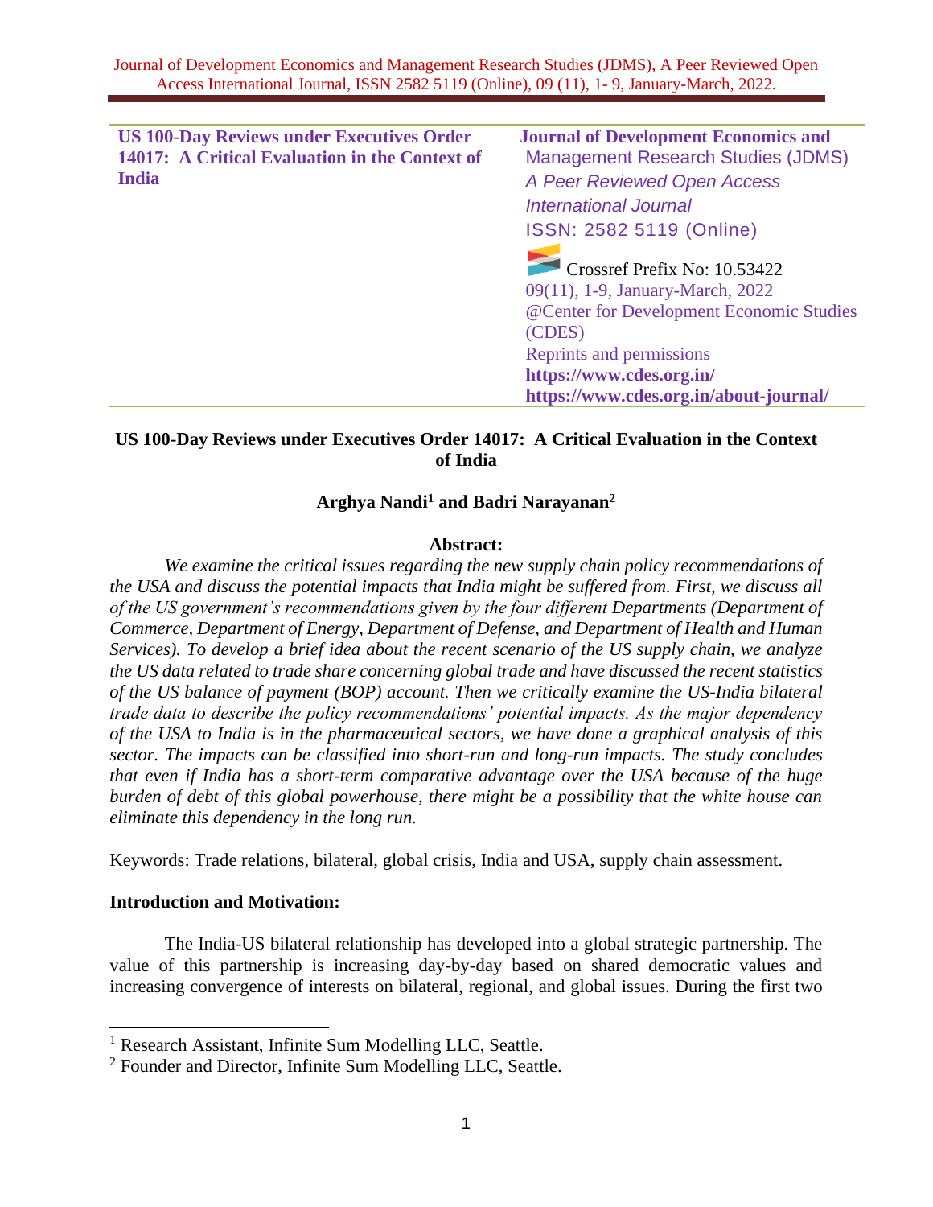| US 100-Day Reviews under Executives Order 14017: A Critical Evaluation in the Context of India | **Journal of Development Economics and** Management Research Studies (JDMS) *A Peer Reviewed Open Access International Journal* ISSN: 2582 5119 (Online) Crossref Prefix No: 10.53422 09(11), 1-9, January-March, 2022 @Center for Development Economic Studies (CDES) Reprints and permissions **https://www.cdes.org.in/** **https://www.cdes.org.in/about-journal/** |
|---|---|

# US 100-Day Reviews under Executives Order 14017: A Critical Evaluation in the Context of India

**Arghya Nandi[1] and Badri Narayanan[2]**

**Abstract:**

*We examine the critical issues regarding the new supply chain policy recommendations of the USA and discuss the potential impacts that India might be suffered from. First, we discuss all of the US government's recommendations given by the four different Departments (Department of Commerce, Department of Energy, Department of Defense, and Department of Health and Human Services). To develop a brief idea about the recent scenario of the US supply chain, we analyze the US data related to trade share concerning global trade and have discussed the recent statistics of the US balance of payment (BOP) account. Then we critically examine the US-India bilateral trade data to describe the policy recommendations' potential impacts. As the major dependency of the USA to India is in the pharmaceutical sectors, we have done a graphical analysis of this sector. The impacts can be classified into short-run and long-run impacts. The study concludes that even if India has a short-term comparative advantage over the USA because of the huge burden of debt of this global powerhouse, there might be a possibility that the white house can eliminate this dependency in the long run.*

Keywords: Trade relations, bilateral, global crisis, India and USA, supply chain assessment.

## Introduction and Motivation:

The India-US bilateral relationship has developed into a global strategic partnership. The value of this partnership is increasing day-by-day based on shared democratic values and increasing convergence of interests on bilateral, regional, and global issues. During the first two

[1] Research Assistant, Infinite Sum Modelling LLC, Seattle.

[2] Founder and Director, Infinite Sum Modelling LLC, Seattle.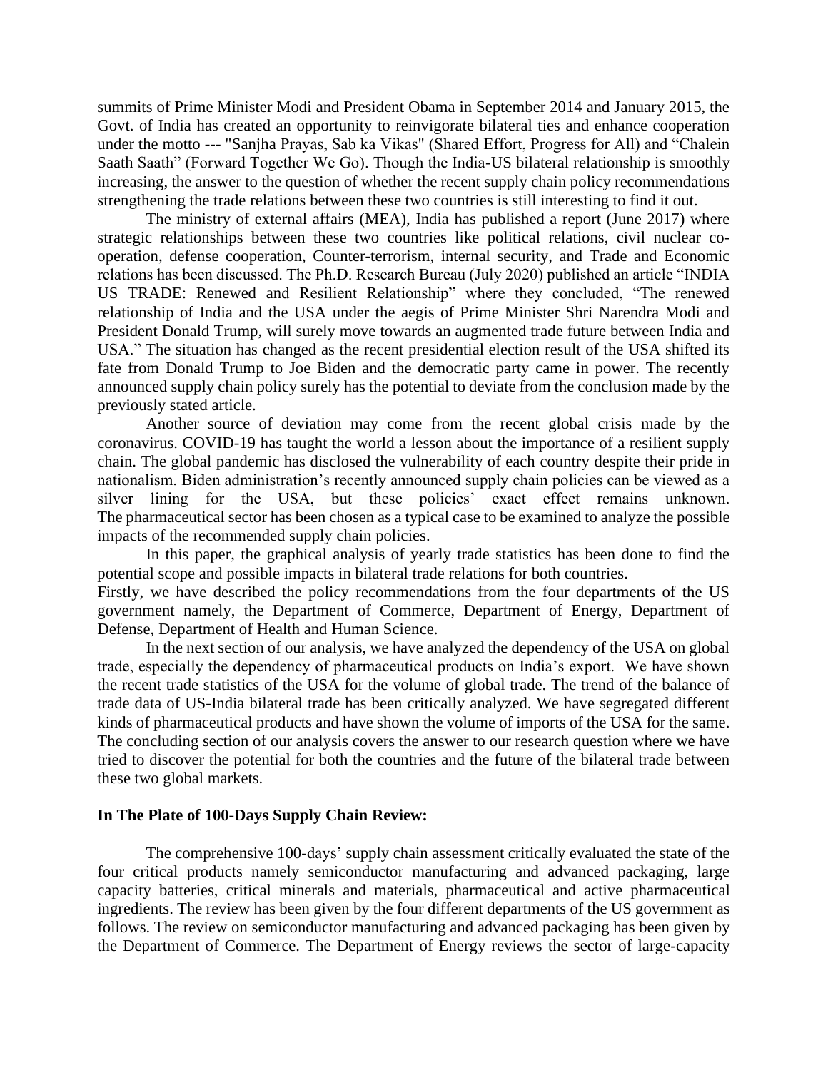summits of Prime Minister Modi and President Obama in September 2014 and January 2015, the Govt. of India has created an opportunity to reinvigorate bilateral ties and enhance cooperation under the motto --- "Sanjha Prayas, Sab ka Vikas" (Shared Effort, Progress for All) and "Chalein Saath Saath" (Forward Together We Go). Though the India-US bilateral relationship is smoothly increasing, the answer to the question of whether the recent supply chain policy recommendations strengthening the trade relations between these two countries is still interesting to find it out.

The ministry of external affairs (MEA), India has published a report (June 2017) where strategic relationships between these two countries like political relations, civil nuclear co-operation, defense cooperation, Counter-terrorism, internal security, and Trade and Economic relations has been discussed. The Ph.D. Research Bureau (July 2020) published an article "INDIA US TRADE: Renewed and Resilient Relationship" where they concluded, "The renewed relationship of India and the USA under the aegis of Prime Minister Shri Narendra Modi and President Donald Trump, will surely move towards an augmented trade future between India and USA." The situation has changed as the recent presidential election result of the USA shifted its fate from Donald Trump to Joe Biden and the democratic party came in power. The recently announced supply chain policy surely has the potential to deviate from the conclusion made by the previously stated article.

Another source of deviation may come from the recent global crisis made by the coronavirus. COVID-19 has taught the world a lesson about the importance of a resilient supply chain. The global pandemic has disclosed the vulnerability of each country despite their pride in nationalism. Biden administration's recently announced supply chain policies can be viewed as a silver lining for the USA, but these policies' exact effect remains unknown. The pharmaceutical sector has been chosen as a typical case to be examined to analyze the possible impacts of the recommended supply chain policies.

In this paper, the graphical analysis of yearly trade statistics has been done to find the potential scope and possible impacts in bilateral trade relations for both countries.

Firstly, we have described the policy recommendations from the four departments of the US government namely, the Department of Commerce, Department of Energy, Department of Defense, Department of Health and Human Science.

In the next section of our analysis, we have analyzed the dependency of the USA on global trade, especially the dependency of pharmaceutical products on India's export. We have shown the recent trade statistics of the USA for the volume of global trade. The trend of the balance of trade data of US-India bilateral trade has been critically analyzed. We have segregated different kinds of pharmaceutical products and have shown the volume of imports of the USA for the same. The concluding section of our analysis covers the answer to our research question where we have tried to discover the potential for both the countries and the future of the bilateral trade between these two global markets.

**In The Plate of 100-Days Supply Chain Review:**

The comprehensive 100-days' supply chain assessment critically evaluated the state of the four critical products namely semiconductor manufacturing and advanced packaging, large capacity batteries, critical minerals and materials, pharmaceutical and active pharmaceutical ingredients. The review has been given by the four different departments of the US government as follows. The review on semiconductor manufacturing and advanced packaging has been given by the Department of Commerce. The Department of Energy reviews the sector of large-capacity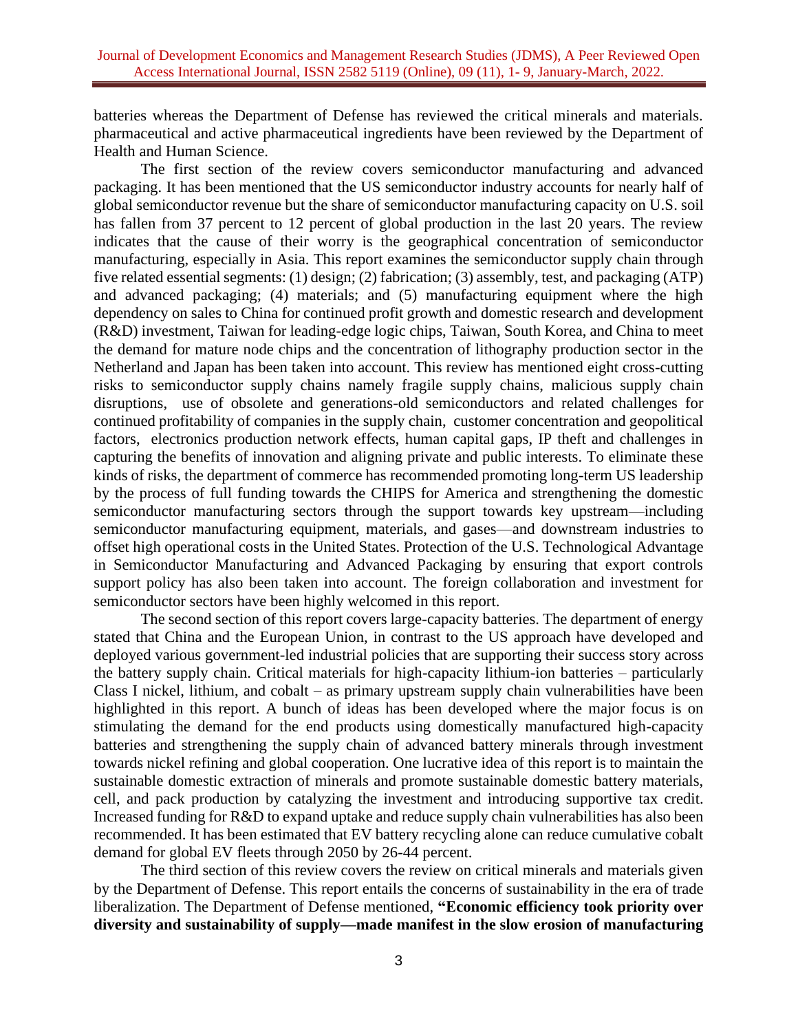batteries whereas the Department of Defense has reviewed the critical minerals and materials. pharmaceutical and active pharmaceutical ingredients have been reviewed by the Department of Health and Human Science.

The first section of the review covers semiconductor manufacturing and advanced packaging. It has been mentioned that the US semiconductor industry accounts for nearly half of global semiconductor revenue but the share of semiconductor manufacturing capacity on U.S. soil has fallen from 37 percent to 12 percent of global production in the last 20 years. The review indicates that the cause of their worry is the geographical concentration of semiconductor manufacturing, especially in Asia. This report examines the semiconductor supply chain through five related essential segments: (1) design; (2) fabrication; (3) assembly, test, and packaging (ATP) and advanced packaging; (4) materials; and (5) manufacturing equipment where the high dependency on sales to China for continued profit growth and domestic research and development (R&D) investment, Taiwan for leading-edge logic chips, Taiwan, South Korea, and China to meet the demand for mature node chips and the concentration of lithography production sector in the Netherland and Japan has been taken into account. This review has mentioned eight cross-cutting risks to semiconductor supply chains namely fragile supply chains, malicious supply chain disruptions, use of obsolete and generations-old semiconductors and related challenges for continued profitability of companies in the supply chain, customer concentration and geopolitical factors, electronics production network effects, human capital gaps, IP theft and challenges in capturing the benefits of innovation and aligning private and public interests. To eliminate these kinds of risks, the department of commerce has recommended promoting long-term US leadership by the process of full funding towards the CHIPS for America and strengthening the domestic semiconductor manufacturing sectors through the support towards key upstream—including semiconductor manufacturing equipment, materials, and gases—and downstream industries to offset high operational costs in the United States. Protection of the U.S. Technological Advantage in Semiconductor Manufacturing and Advanced Packaging by ensuring that export controls support policy has also been taken into account. The foreign collaboration and investment for semiconductor sectors have been highly welcomed in this report.

The second section of this report covers large-capacity batteries. The department of energy stated that China and the European Union, in contrast to the US approach have developed and deployed various government-led industrial policies that are supporting their success story across the battery supply chain. Critical materials for high-capacity lithium-ion batteries – particularly Class I nickel, lithium, and cobalt – as primary upstream supply chain vulnerabilities have been highlighted in this report. A bunch of ideas has been developed where the major focus is on stimulating the demand for the end products using domestically manufactured high-capacity batteries and strengthening the supply chain of advanced battery minerals through investment towards nickel refining and global cooperation. One lucrative idea of this report is to maintain the sustainable domestic extraction of minerals and promote sustainable domestic battery materials, cell, and pack production by catalyzing the investment and introducing supportive tax credit. Increased funding for R&D to expand uptake and reduce supply chain vulnerabilities has also been recommended. It has been estimated that EV battery recycling alone can reduce cumulative cobalt demand for global EV fleets through 2050 by 26-44 percent.

The third section of this review covers the review on critical minerals and materials given by the Department of Defense. This report entails the concerns of sustainability in the era of trade liberalization. The Department of Defense mentioned, **"Economic efficiency took priority over diversity and sustainability of supply—made manifest in the slow erosion of manufacturing**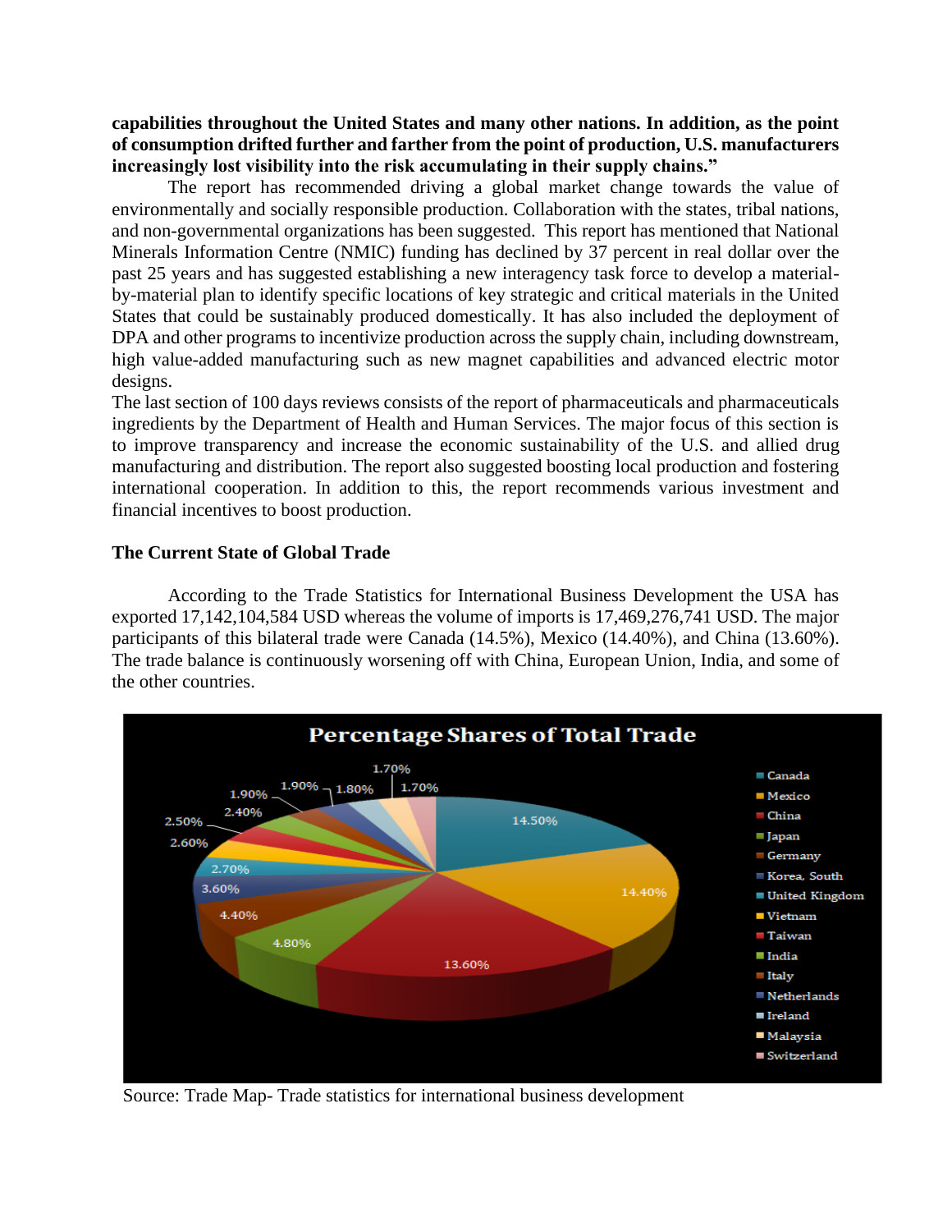**capabilities throughout the United States and many other nations. In addition, as the point of consumption drifted further and farther from the point of production, U.S. manufacturers increasingly lost visibility into the risk accumulating in their supply chains."**

The report has recommended driving a global market change towards the value of environmentally and socially responsible production. Collaboration with the states, tribal nations, and non-governmental organizations has been suggested. This report has mentioned that National Minerals Information Centre (NMIC) funding has declined by 37 percent in real dollar over the past 25 years and has suggested establishing a new interagency task force to develop a material-by-material plan to identify specific locations of key strategic and critical materials in the United States that could be sustainably produced domestically. It has also included the deployment of DPA and other programs to incentivize production across the supply chain, including downstream, high value-added manufacturing such as new magnet capabilities and advanced electric motor designs.

The last section of 100 days reviews consists of the report of pharmaceuticals and pharmaceuticals ingredients by the Department of Health and Human Services. The major focus of this section is to improve transparency and increase the economic sustainability of the U.S. and allied drug manufacturing and distribution. The report also suggested boosting local production and fostering international cooperation. In addition to this, the report recommends various investment and financial incentives to boost production.

### The Current State of Global Trade

According to the Trade Statistics for International Business Development the USA has exported 17,142,104,584 USD whereas the volume of imports is 17,469,276,741 USD. The major participants of this bilateral trade were Canada (14.5%), Mexico (14.40%), and China (13.60%). The trade balance is continuously worsening off with China, European Union, India, and some of the other countries.

**Percentage Shares of Total Trade**

| Country | Share |
|---|---|
| Canada | 14.50% |
| Mexico | 14.40% |
| China | 13.60% |
| Japan | 4.80% |
| Germany | 4.40% |
| Korea, South | 3.60% |
| United Kingdom | 2.70% |
| Vietnam | 2.60% |
| Taiwan | 2.50% |
| India | 2.40% |
| Italy | 1.90% |
| Netherlands | 1.90% |
| Ireland | 1.80% |
| Malaysia | 1.70% |
| Switzerland | 1.70% |

Source: Trade Map- Trade statistics for international business development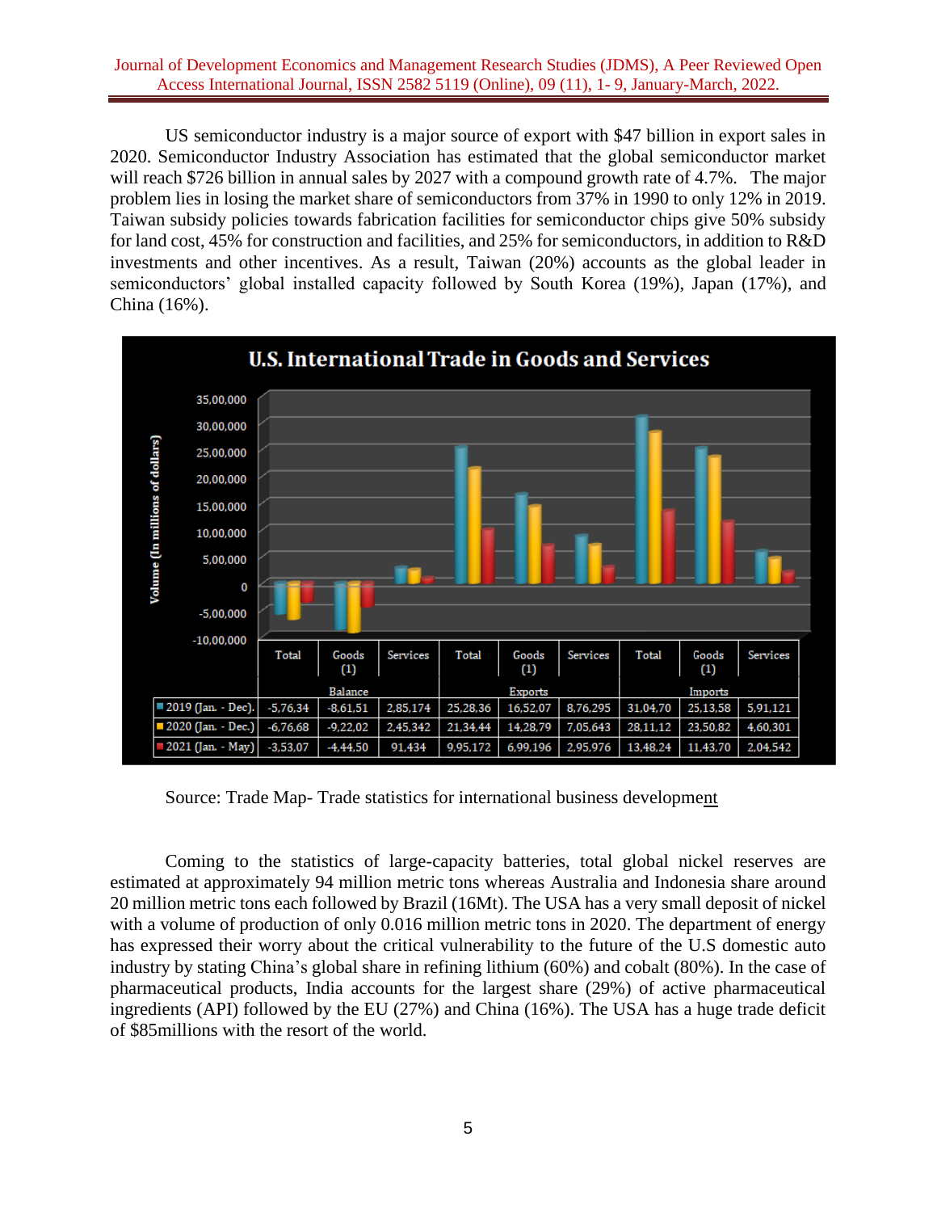US semiconductor industry is a major source of export with $47 billion in export sales in 2020. Semiconductor Industry Association has estimated that the global semiconductor market will reach $726 billion in annual sales by 2027 with a compound growth rate of 4.7%. The major problem lies in losing the market share of semiconductors from 37% in 1990 to only 12% in 2019. Taiwan subsidy policies towards fabrication facilities for semiconductor chips give 50% subsidy for land cost, 45% for construction and facilities, and 25% for semiconductors, in addition to R&D investments and other incentives. As a result, Taiwan (20%) accounts as the global leader in semiconductors' global installed capacity followed by South Korea (19%), Japan (17%), and China (16%).

**U.S. International Trade in Goods and Services**

Volume (In millions of dollars)

| | Balance | | | Exports | | | Imports | | |
|---|---|---|---|---|---|---|---|---|---|
| | Total | Goods (1) | Services | Total | Goods (1) | Services | Total | Goods (1) | Services |
| 2019 (Jan. - Dec). | -5,76,34 | -8,61,51 | 2,85,174 | 25,28,36 | 16,52,07 | 8,76,295 | 31,04,70 | 25,13,58 | 5,91,121 |
| 2020 (Jan. - Dec.) | -6,76,68 | -9,22,02 | 2,45,342 | 21,34,44 | 14,28,79 | 7,05,643 | 28,11,12 | 23,50,82 | 4,60,301 |
| 2021 (Jan. - May) | -3,53,07 | -4,44,50 | 91,434 | 9,95,172 | 6,99,196 | 2,95,976 | 13,48,24 | 11,43,70 | 2,04,542 |

Source: Trade Map- Trade statistics for international business development

Coming to the statistics of large-capacity batteries, total global nickel reserves are estimated at approximately 94 million metric tons whereas Australia and Indonesia share around 20 million metric tons each followed by Brazil (16Mt). The USA has a very small deposit of nickel with a volume of production of only 0.016 million metric tons in 2020. The department of energy has expressed their worry about the critical vulnerability to the future of the U.S domestic auto industry by stating China's global share in refining lithium (60%) and cobalt (80%). In the case of pharmaceutical products, India accounts for the largest share (29%) of active pharmaceutical ingredients (API) followed by the EU (27%) and China (16%). The USA has a huge trade deficit of $85millions with the resort of the world.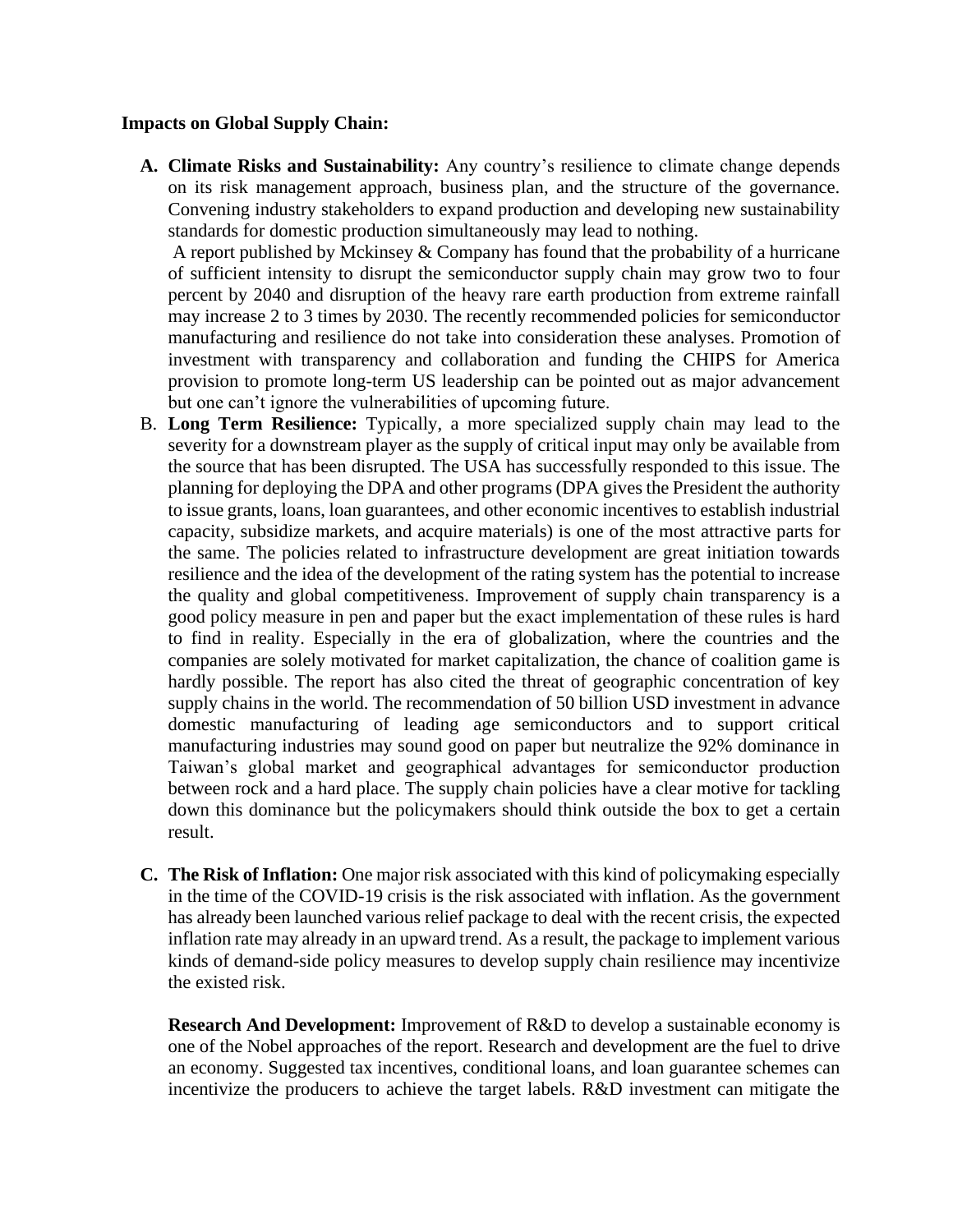**Impacts on Global Supply Chain:**

A. **Climate Risks and Sustainability:** Any country's resilience to climate change depends on its risk management approach, business plan, and the structure of the governance. Convening industry stakeholders to expand production and developing new sustainability standards for domestic production simultaneously may lead to nothing.

   A report published by Mckinsey & Company has found that the probability of a hurricane of sufficient intensity to disrupt the semiconductor supply chain may grow two to four percent by 2040 and disruption of the heavy rare earth production from extreme rainfall may increase 2 to 3 times by 2030. The recently recommended policies for semiconductor manufacturing and resilience do not take into consideration these analyses. Promotion of investment with transparency and collaboration and funding the CHIPS for America provision to promote long-term US leadership can be pointed out as major advancement but one can't ignore the vulnerabilities of upcoming future.

B. **Long Term Resilience:** Typically, a more specialized supply chain may lead to the severity for a downstream player as the supply of critical input may only be available from the source that has been disrupted. The USA has successfully responded to this issue. The planning for deploying the DPA and other programs (DPA gives the President the authority to issue grants, loans, loan guarantees, and other economic incentives to establish industrial capacity, subsidize markets, and acquire materials) is one of the most attractive parts for the same. The policies related to infrastructure development are great initiation towards resilience and the idea of the development of the rating system has the potential to increase the quality and global competitiveness. Improvement of supply chain transparency is a good policy measure in pen and paper but the exact implementation of these rules is hard to find in reality. Especially in the era of globalization, where the countries and the companies are solely motivated for market capitalization, the chance of coalition game is hardly possible. The report has also cited the threat of geographic concentration of key supply chains in the world. The recommendation of 50 billion USD investment in advance domestic manufacturing of leading age semiconductors and to support critical manufacturing industries may sound good on paper but neutralize the 92% dominance in Taiwan's global market and geographical advantages for semiconductor production between rock and a hard place. The supply chain policies have a clear motive for tackling down this dominance but the policymakers should think outside the box to get a certain result.

C. **The Risk of Inflation:** One major risk associated with this kind of policymaking especially in the time of the COVID-19 crisis is the risk associated with inflation. As the government has already been launched various relief package to deal with the recent crisis, the expected inflation rate may already in an upward trend. As a result, the package to implement various kinds of demand-side policy measures to develop supply chain resilience may incentivize the existed risk.

   **Research And Development:** Improvement of R&D to develop a sustainable economy is one of the Nobel approaches of the report. Research and development are the fuel to drive an economy. Suggested tax incentives, conditional loans, and loan guarantee schemes can incentivize the producers to achieve the target labels. R&D investment can mitigate the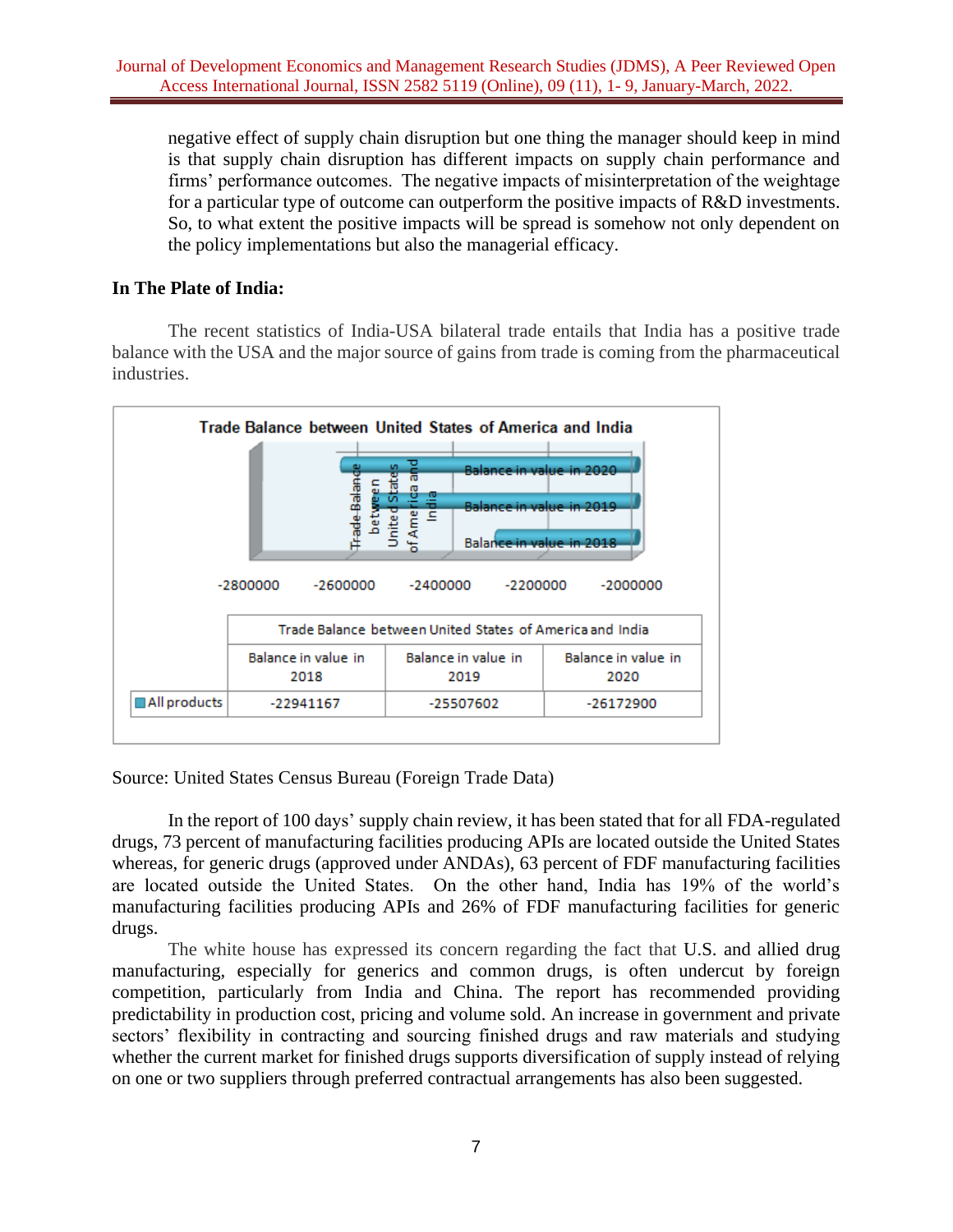negative effect of supply chain disruption but one thing the manager should keep in mind is that supply chain disruption has different impacts on supply chain performance and firms' performance outcomes. The negative impacts of misinterpretation of the weightage for a particular type of outcome can outperform the positive impacts of R&D investments. So, to what extent the positive impacts will be spread is somehow not only dependent on the policy implementations but also the managerial efficacy.

**In The Plate of India:**

The recent statistics of India-USA bilateral trade entails that India has a positive trade balance with the USA and the major source of gains from trade is coming from the pharmaceutical industries.

**Trade Balance between United States of America and India**

| | Balance in value in 2018 | Balance in value in 2019 | Balance in value in 2020 |
|---|---|---|---|
| All products | -22941167 | -25507602 | -26172900 |

Source: United States Census Bureau (Foreign Trade Data)

In the report of 100 days' supply chain review, it has been stated that for all FDA-regulated drugs, 73 percent of manufacturing facilities producing APIs are located outside the United States whereas, for generic drugs (approved under ANDAs), 63 percent of FDF manufacturing facilities are located outside the United States. On the other hand, India has 19% of the world's manufacturing facilities producing APIs and 26% of FDF manufacturing facilities for generic drugs.

The white house has expressed its concern regarding the fact that U.S. and allied drug manufacturing, especially for generics and common drugs, is often undercut by foreign competition, particularly from India and China. The report has recommended providing predictability in production cost, pricing and volume sold. An increase in government and private sectors' flexibility in contracting and sourcing finished drugs and raw materials and studying whether the current market for finished drugs supports diversification of supply instead of relying on one or two suppliers through preferred contractual arrangements has also been suggested.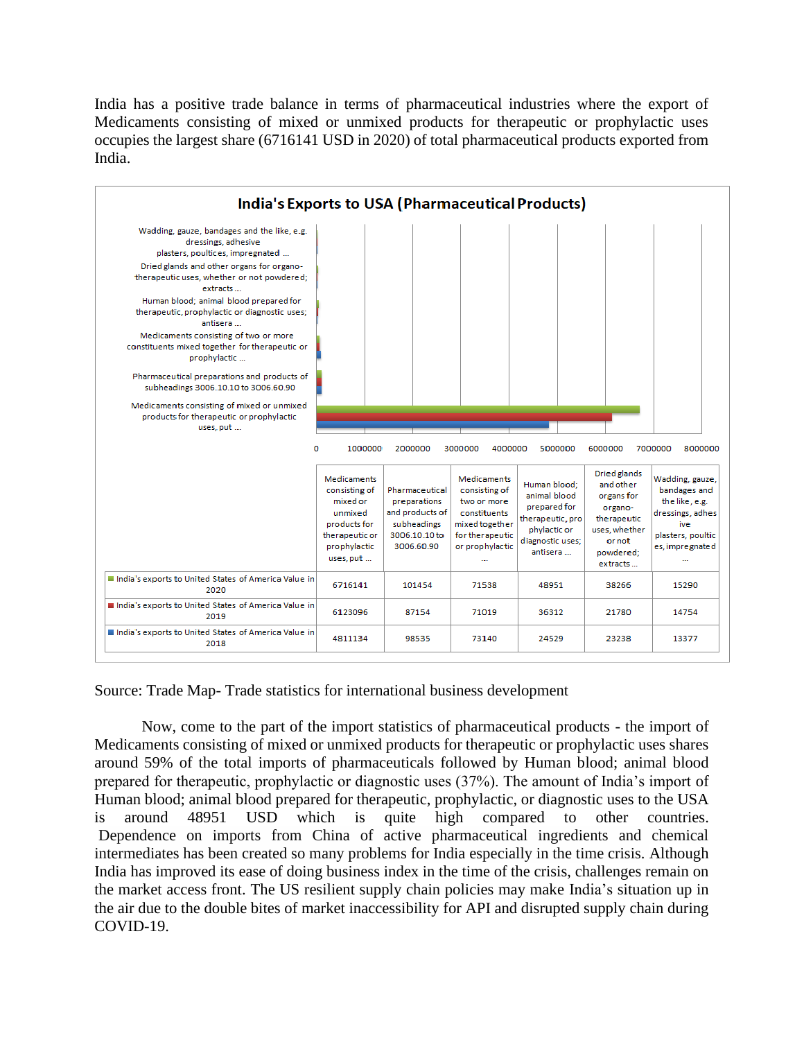India has a positive trade balance in terms of pharmaceutical industries where the export of Medicaments consisting of mixed or unmixed products for therapeutic or prophylactic uses occupies the largest share (6716141 USD in 2020) of total pharmaceutical products exported from India.

**India's Exports to USA (Pharmaceutical Products)**

| | Medicaments consisting of mixed or unmixed products for therapeutic or prophylactic uses, put ... | Pharmaceutical preparations and products of subheadings 3006.10.10 to 3006.60.90 | Medicaments consisting of two or more constituents mixed together for therapeutic or prophylactic ... | Human blood; animal blood prepared for therapeutic, prophylactic or diagnostic uses; antisera ... | Dried glands and other organs for organo-therapeutic uses, whether or not powdered; extracts ... | Wadding, gauze, bandages and the like, e.g. dressings, adhesive plasters, poultices, impregnated ... |
|---|---|---|---|---|---|---|
| India's exports to United States of America Value in 2020 | 6716141 | 101454 | 71538 | 48951 | 38266 | 15290 |
| India's exports to United States of America Value in 2019 | 6123096 | 87154 | 71019 | 36312 | 21780 | 14754 |
| India's exports to United States of America Value in 2018 | 4811134 | 98535 | 73140 | 24529 | 23238 | 13377 |

Source: Trade Map- Trade statistics for international business development

Now, come to the part of the import statistics of pharmaceutical products - the import of Medicaments consisting of mixed or unmixed products for therapeutic or prophylactic uses shares around 59% of the total imports of pharmaceuticals followed by Human blood; animal blood prepared for therapeutic, prophylactic or diagnostic uses (37%). The amount of India's import of Human blood; animal blood prepared for therapeutic, prophylactic, or diagnostic uses to the USA is around 48951 USD which is quite high compared to other countries. Dependence on imports from China of active pharmaceutical ingredients and chemical intermediates has been created so many problems for India especially in the time crisis. Although India has improved its ease of doing business index in the time of the crisis, challenges remain on the market access front. The US resilient supply chain policies may make India's situation up in the air due to the double bites of market inaccessibility for API and disrupted supply chain during COVID-19.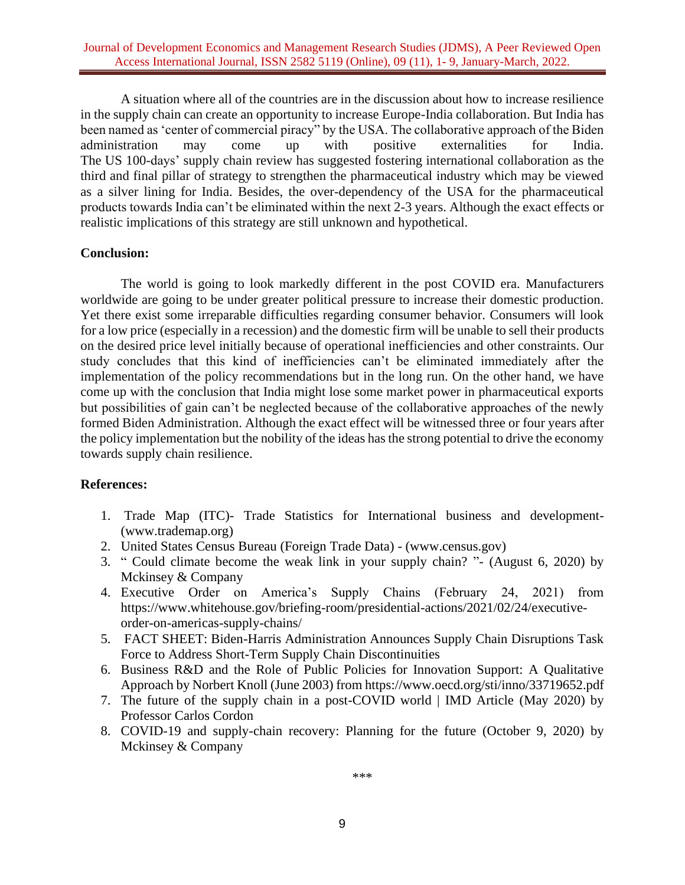A situation where all of the countries are in the discussion about how to increase resilience in the supply chain can create an opportunity to increase Europe-India collaboration. But India has been named as 'center of commercial piracy" by the USA. The collaborative approach of the Biden administration may come up with positive externalities for India. The US 100-days' supply chain review has suggested fostering international collaboration as the third and final pillar of strategy to strengthen the pharmaceutical industry which may be viewed as a silver lining for India. Besides, the over-dependency of the USA for the pharmaceutical products towards India can't be eliminated within the next 2-3 years. Although the exact effects or realistic implications of this strategy are still unknown and hypothetical.

**Conclusion:**

The world is going to look markedly different in the post COVID era. Manufacturers worldwide are going to be under greater political pressure to increase their domestic production. Yet there exist some irreparable difficulties regarding consumer behavior. Consumers will look for a low price (especially in a recession) and the domestic firm will be unable to sell their products on the desired price level initially because of operational inefficiencies and other constraints. Our study concludes that this kind of inefficiencies can't be eliminated immediately after the implementation of the policy recommendations but in the long run. On the other hand, we have come up with the conclusion that India might lose some market power in pharmaceutical exports but possibilities of gain can't be neglected because of the collaborative approaches of the newly formed Biden Administration. Although the exact effect will be witnessed three or four years after the policy implementation but the nobility of the ideas has the strong potential to drive the economy towards supply chain resilience.

**References:**

1. Trade Map (ITC)- Trade Statistics for International business and development-(www.trademap.org)
2. United States Census Bureau (Foreign Trade Data) - (www.census.gov)
3. " Could climate become the weak link in your supply chain? "- (August 6, 2020) by Mckinsey & Company
4. Executive Order on America's Supply Chains (February 24, 2021) from https://www.whitehouse.gov/briefing-room/presidential-actions/2021/02/24/executive-order-on-americas-supply-chains/
5. FACT SHEET: Biden-Harris Administration Announces Supply Chain Disruptions Task Force to Address Short-Term Supply Chain Discontinuities
6. Business R&D and the Role of Public Policies for Innovation Support: A Qualitative Approach by Norbert Knoll (June 2003) from https://www.oecd.org/sti/inno/33719652.pdf
7. The future of the supply chain in a post-COVID world | IMD Article (May 2020) by Professor Carlos Cordon
8. COVID-19 and supply-chain recovery: Planning for the future (October 9, 2020) by Mckinsey & Company

***